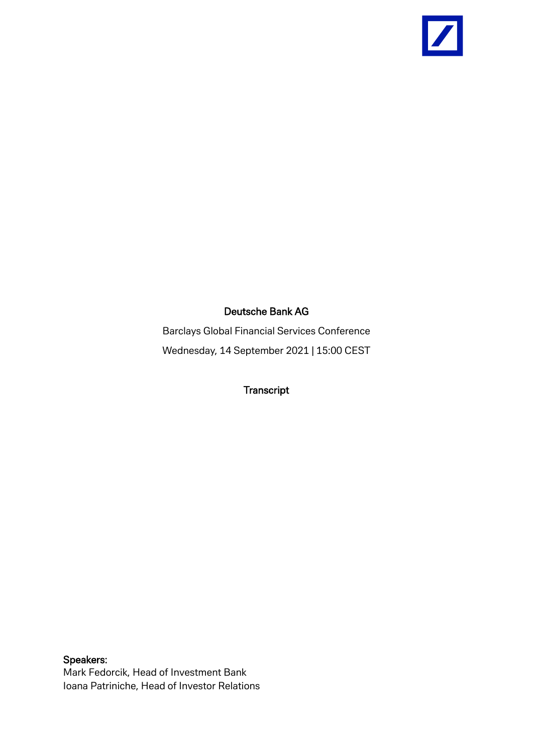# Deutsche Bank AG

Barclays Global Financial Services Conference

Wednesday, 14 September 2021 | 15:00 CEST

## Transcript

**Speakers:**

Mark Fedorcik, Head of Investment Bank

Ioana Patriniche, Head of Investor Relations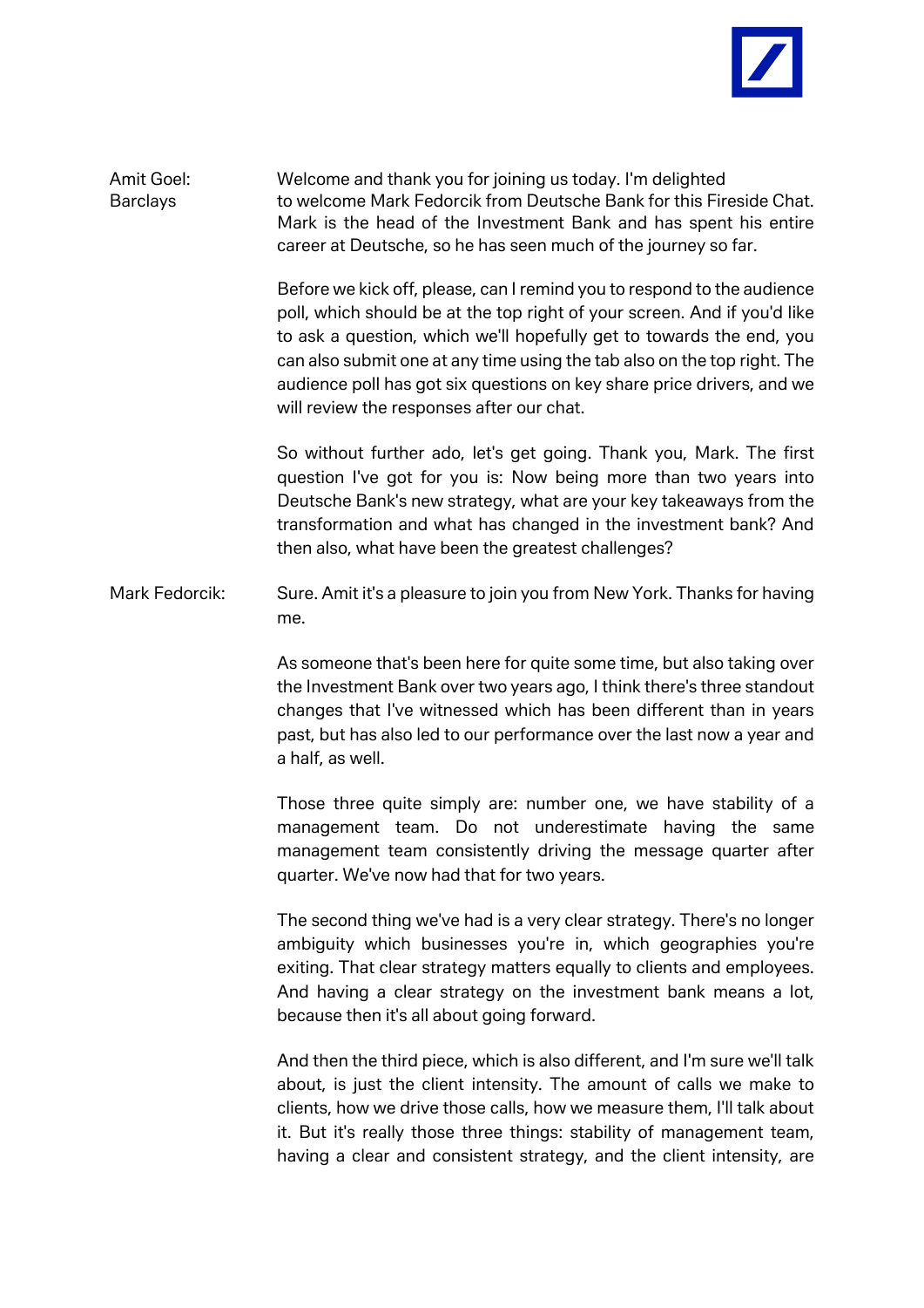**Amit Goel: Barclays**

Welcome and thank you for joining us today. I'm delighted to welcome Mark Fedorcik from Deutsche Bank for this Fireside Chat. Mark is the head of the Investment Bank and has spent his entire career at Deutsche, so he has seen much of the journey so far.

Before we kick off, please, can I remind you to respond to the audience poll, which should be at the top right of your screen. And if you'd like to ask a question, which we'll hopefully get to towards the end, you can also submit one at any time using the tab also on the top right. The audience poll has got six questions on key share price drivers, and we will review the responses after our chat.

So without further ado, let's get going. Thank you, Mark. The first question I've got for you is: Now being more than two years into Deutsche Bank's new strategy, what are your key takeaways from the transformation and what has changed in the investment bank? And then also, what have been the greatest challenges?

**Mark Fedorcik:**

Sure. Amit it's a pleasure to join you from New York. Thanks for having me.

As someone that's been here for quite some time, but also taking over the Investment Bank over two years ago, I think there's three standout changes that I've witnessed which has been different than in years past, but has also led to our performance over the last now a year and a half, as well.

Those three quite simply are: number one, we have stability of a management team. Do not underestimate having the same management team consistently driving the message quarter after quarter. We've now had that for two years.

The second thing we've had is a very clear strategy. There's no longer ambiguity which businesses you're in, which geographies you're exiting. That clear strategy matters equally to clients and employees. And having a clear strategy on the investment bank means a lot, because then it's all about going forward.

And then the third piece, which is also different, and I'm sure we'll talk about, is just the client intensity. The amount of calls we make to clients, how we drive those calls, how we measure them, I'll talk about it. But it's really those three things: stability of management team, having a clear and consistent strategy, and the client intensity, are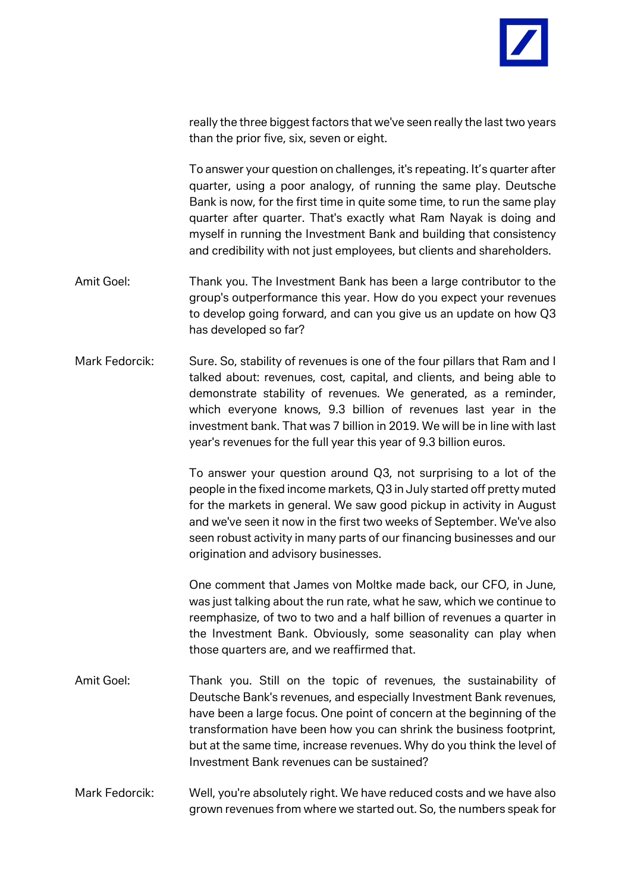really the three biggest factors that we've seen really the last two years than the prior five, six, seven or eight.

To answer your question on challenges, it's repeating. It's quarter after quarter, using a poor analogy, of running the same play. Deutsche Bank is now, for the first time in quite some time, to run the same play quarter after quarter. That's exactly what Ram Nayak is doing and myself in running the Investment Bank and building that consistency and credibility with not just employees, but clients and shareholders.

**Amit Goel:** Thank you. The Investment Bank has been a large contributor to the group's outperformance this year. How do you expect your revenues to develop going forward, and can you give us an update on how Q3 has developed so far?

**Mark Fedorcik:** Sure. So, stability of revenues is one of the four pillars that Ram and I talked about: revenues, cost, capital, and clients, and being able to demonstrate stability of revenues. We generated, as a reminder, which everyone knows, 9.3 billion of revenues last year in the investment bank. That was 7 billion in 2019. We will be in line with last year's revenues for the full year this year of 9.3 billion euros.

To answer your question around Q3, not surprising to a lot of the people in the fixed income markets, Q3 in July started off pretty muted for the markets in general. We saw good pickup in activity in August and we've seen it now in the first two weeks of September. We've also seen robust activity in many parts of our financing businesses and our origination and advisory businesses.

One comment that James von Moltke made back, our CFO, in June, was just talking about the run rate, what he saw, which we continue to reemphasize, of two to two and a half billion of revenues a quarter in the Investment Bank. Obviously, some seasonality can play when those quarters are, and we reaffirmed that.

**Amit Goel:** Thank you. Still on the topic of revenues, the sustainability of Deutsche Bank's revenues, and especially Investment Bank revenues, have been a large focus. One point of concern at the beginning of the transformation have been how you can shrink the business footprint, but at the same time, increase revenues. Why do you think the level of Investment Bank revenues can be sustained?

**Mark Fedorcik:** Well, you're absolutely right. We have reduced costs and we have also grown revenues from where we started out. So, the numbers speak for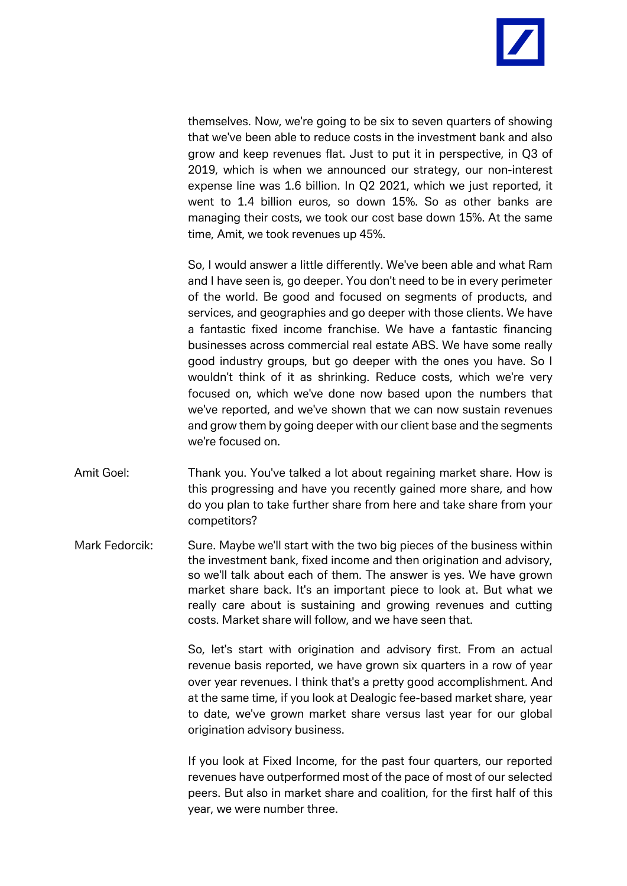themselves. Now, we're going to be six to seven quarters of showing that we've been able to reduce costs in the investment bank and also grow and keep revenues flat. Just to put it in perspective, in Q3 of 2019, which is when we announced our strategy, our non-interest expense line was 1.6 billion. In Q2 2021, which we just reported, it went to 1.4 billion euros, so down 15%. So as other banks are managing their costs, we took our cost base down 15%. At the same time, Amit, we took revenues up 45%.

So, I would answer a little differently. We've been able and what Ram and I have seen is, go deeper. You don't need to be in every perimeter of the world. Be good and focused on segments of products, and services, and geographies and go deeper with those clients. We have a fantastic fixed income franchise. We have a fantastic financing businesses across commercial real estate ABS. We have some really good industry groups, but go deeper with the ones you have. So I wouldn't think of it as shrinking. Reduce costs, which we're very focused on, which we've done now based upon the numbers that we've reported, and we've shown that we can now sustain revenues and grow them by going deeper with our client base and the segments we're focused on.

Amit Goel: Thank you. You've talked a lot about regaining market share. How is this progressing and have you recently gained more share, and how do you plan to take further share from here and take share from your competitors?

Mark Fedorcik: Sure. Maybe we'll start with the two big pieces of the business within the investment bank, fixed income and then origination and advisory, so we'll talk about each of them. The answer is yes. We have grown market share back. It's an important piece to look at. But what we really care about is sustaining and growing revenues and cutting costs. Market share will follow, and we have seen that.

So, let's start with origination and advisory first. From an actual revenue basis reported, we have grown six quarters in a row of year over year revenues. I think that's a pretty good accomplishment. And at the same time, if you look at Dealogic fee-based market share, year to date, we've grown market share versus last year for our global origination advisory business.

If you look at Fixed Income, for the past four quarters, our reported revenues have outperformed most of the pace of most of our selected peers. But also in market share and coalition, for the first half of this year, we were number three.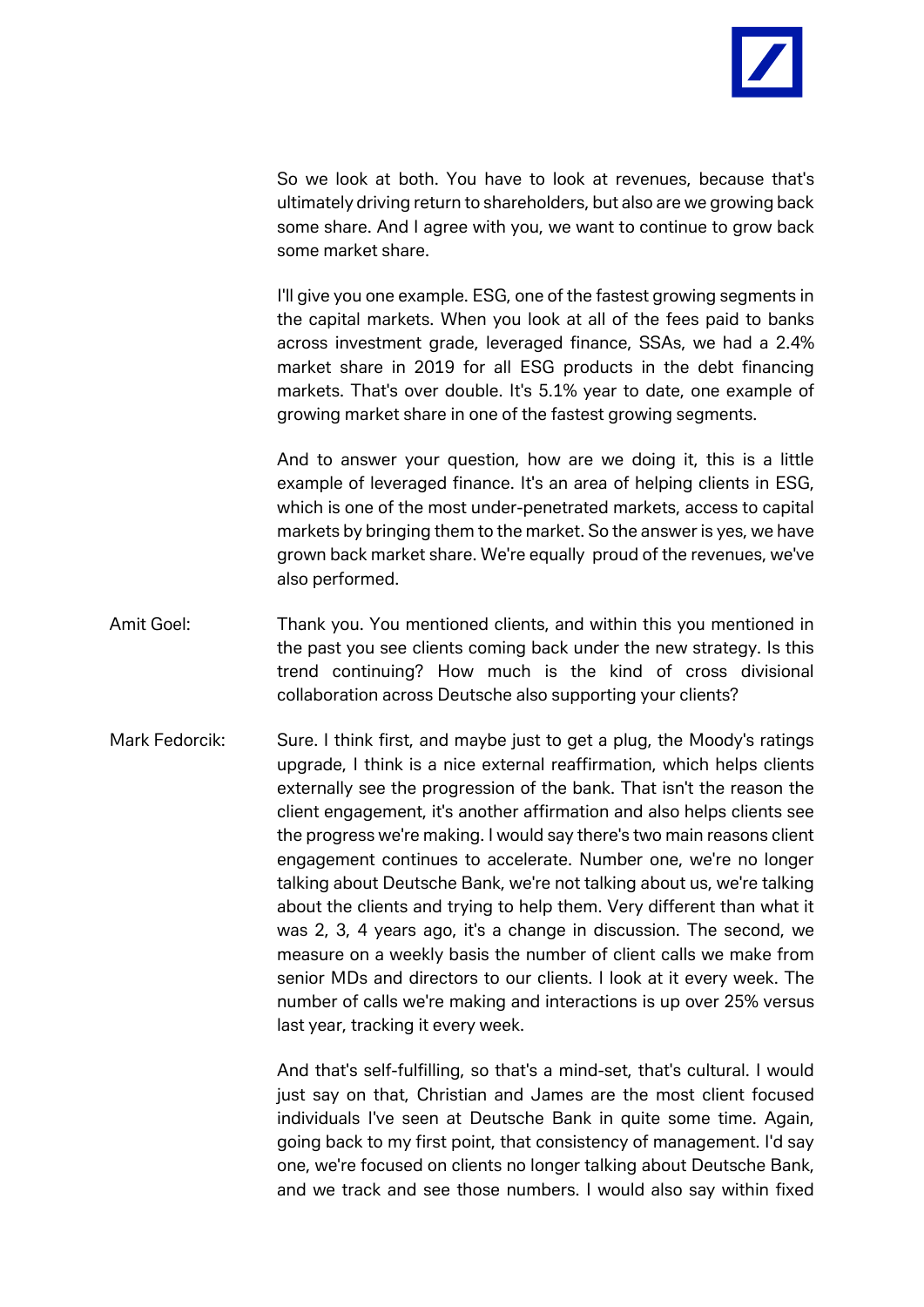So we look at both. You have to look at revenues, because that's ultimately driving return to shareholders, but also are we growing back some share. And I agree with you, we want to continue to grow back some market share.

I'll give you one example. ESG, one of the fastest growing segments in the capital markets. When you look at all of the fees paid to banks across investment grade, leveraged finance, SSAs, we had a 2.4% market share in 2019 for all ESG products in the debt financing markets. That's over double. It's 5.1% year to date, one example of growing market share in one of the fastest growing segments.

And to answer your question, how are we doing it, this is a little example of leveraged finance. It's an area of helping clients in ESG, which is one of the most under-penetrated markets, access to capital markets by bringing them to the market. So the answer is yes, we have grown back market share. We're equally proud of the revenues, we've also performed.

Amit Goel: Thank you. You mentioned clients, and within this you mentioned in the past you see clients coming back under the new strategy. Is this trend continuing? How much is the kind of cross divisional collaboration across Deutsche also supporting your clients?

Mark Fedorcik: Sure. I think first, and maybe just to get a plug, the Moody's ratings upgrade, I think is a nice external reaffirmation, which helps clients externally see the progression of the bank. That isn't the reason the client engagement, it's another affirmation and also helps clients see the progress we're making. I would say there's two main reasons client engagement continues to accelerate. Number one, we're no longer talking about Deutsche Bank, we're not talking about us, we're talking about the clients and trying to help them. Very different than what it was 2, 3, 4 years ago, it's a change in discussion. The second, we measure on a weekly basis the number of client calls we make from senior MDs and directors to our clients. I look at it every week. The number of calls we're making and interactions is up over 25% versus last year, tracking it every week.

And that's self-fulfilling, so that's a mind-set, that's cultural. I would just say on that, Christian and James are the most client focused individuals I've seen at Deutsche Bank in quite some time. Again, going back to my first point, that consistency of management. I'd say one, we're focused on clients no longer talking about Deutsche Bank, and we track and see those numbers. I would also say within fixed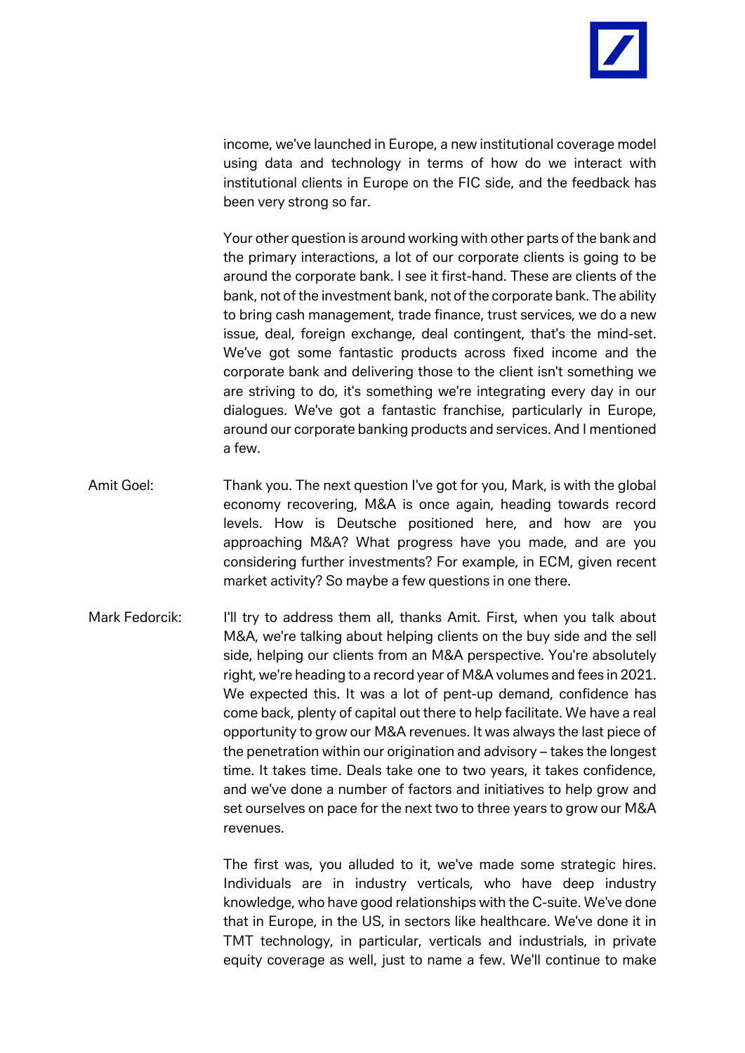income, we've launched in Europe, a new institutional coverage model using data and technology in terms of how do we interact with institutional clients in Europe on the FIC side, and the feedback has been very strong so far.

Your other question is around working with other parts of the bank and the primary interactions, a lot of our corporate clients is going to be around the corporate bank. I see it first-hand. These are clients of the bank, not of the investment bank, not of the corporate bank. The ability to bring cash management, trade finance, trust services, we do a new issue, deal, foreign exchange, deal contingent, that's the mind-set. We've got some fantastic products across fixed income and the corporate bank and delivering those to the client isn't something we are striving to do, it's something we're integrating every day in our dialogues. We've got a fantastic franchise, particularly in Europe, around our corporate banking products and services. And I mentioned a few.

Amit Goel: Thank you. The next question I've got for you, Mark, is with the global economy recovering, M&A is once again, heading towards record levels. How is Deutsche positioned here, and how are you approaching M&A? What progress have you made, and are you considering further investments? For example, in ECM, given recent market activity? So maybe a few questions in one there.

Mark Fedorcik: I'll try to address them all, thanks Amit. First, when you talk about M&A, we're talking about helping clients on the buy side and the sell side, helping our clients from an M&A perspective. You're absolutely right, we're heading to a record year of M&A volumes and fees in 2021. We expected this. It was a lot of pent-up demand, confidence has come back, plenty of capital out there to help facilitate. We have a real opportunity to grow our M&A revenues. It was always the last piece of the penetration within our origination and advisory – takes the longest time. It takes time. Deals take one to two years, it takes confidence, and we've done a number of factors and initiatives to help grow and set ourselves on pace for the next two to three years to grow our M&A revenues.

The first was, you alluded to it, we've made some strategic hires. Individuals are in industry verticals, who have deep industry knowledge, who have good relationships with the C-suite. We've done that in Europe, in the US, in sectors like healthcare. We've done it in TMT technology, in particular, verticals and industrials, in private equity coverage as well, just to name a few. We'll continue to make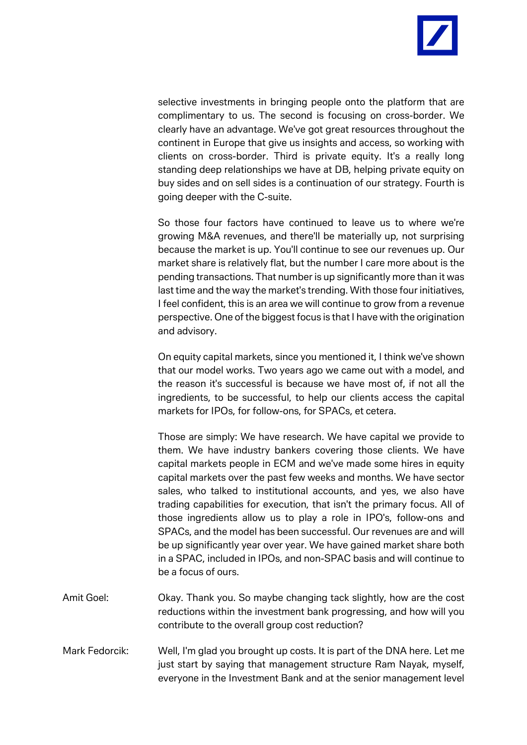selective investments in bringing people onto the platform that are complimentary to us. The second is focusing on cross-border. We clearly have an advantage. We've got great resources throughout the continent in Europe that give us insights and access, so working with clients on cross-border. Third is private equity. It's a really long standing deep relationships we have at DB, helping private equity on buy sides and on sell sides is a continuation of our strategy. Fourth is going deeper with the C-suite.

So those four factors have continued to leave us to where we're growing M&A revenues, and there'll be materially up, not surprising because the market is up. You'll continue to see our revenues up. Our market share is relatively flat, but the number I care more about is the pending transactions. That number is up significantly more than it was last time and the way the market's trending. With those four initiatives, I feel confident, this is an area we will continue to grow from a revenue perspective. One of the biggest focus is that I have with the origination and advisory.

On equity capital markets, since you mentioned it, I think we've shown that our model works. Two years ago we came out with a model, and the reason it's successful is because we have most of, if not all the ingredients, to be successful, to help our clients access the capital markets for IPOs, for follow-ons, for SPACs, et cetera.

Those are simply: We have research. We have capital we provide to them. We have industry bankers covering those clients. We have capital markets people in ECM and we've made some hires in equity capital markets over the past few weeks and months. We have sector sales, who talked to institutional accounts, and yes, we also have trading capabilities for execution, that isn't the primary focus. All of those ingredients allow us to play a role in IPO's, follow-ons and SPACs, and the model has been successful. Our revenues are and will be up significantly year over year. We have gained market share both in a SPAC, included in IPOs, and non-SPAC basis and will continue to be a focus of ours.

Amit Goel: Okay. Thank you. So maybe changing tack slightly, how are the cost reductions within the investment bank progressing, and how will you contribute to the overall group cost reduction?

Mark Fedorcik: Well, I'm glad you brought up costs. It is part of the DNA here. Let me just start by saying that management structure Ram Nayak, myself, everyone in the Investment Bank and at the senior management level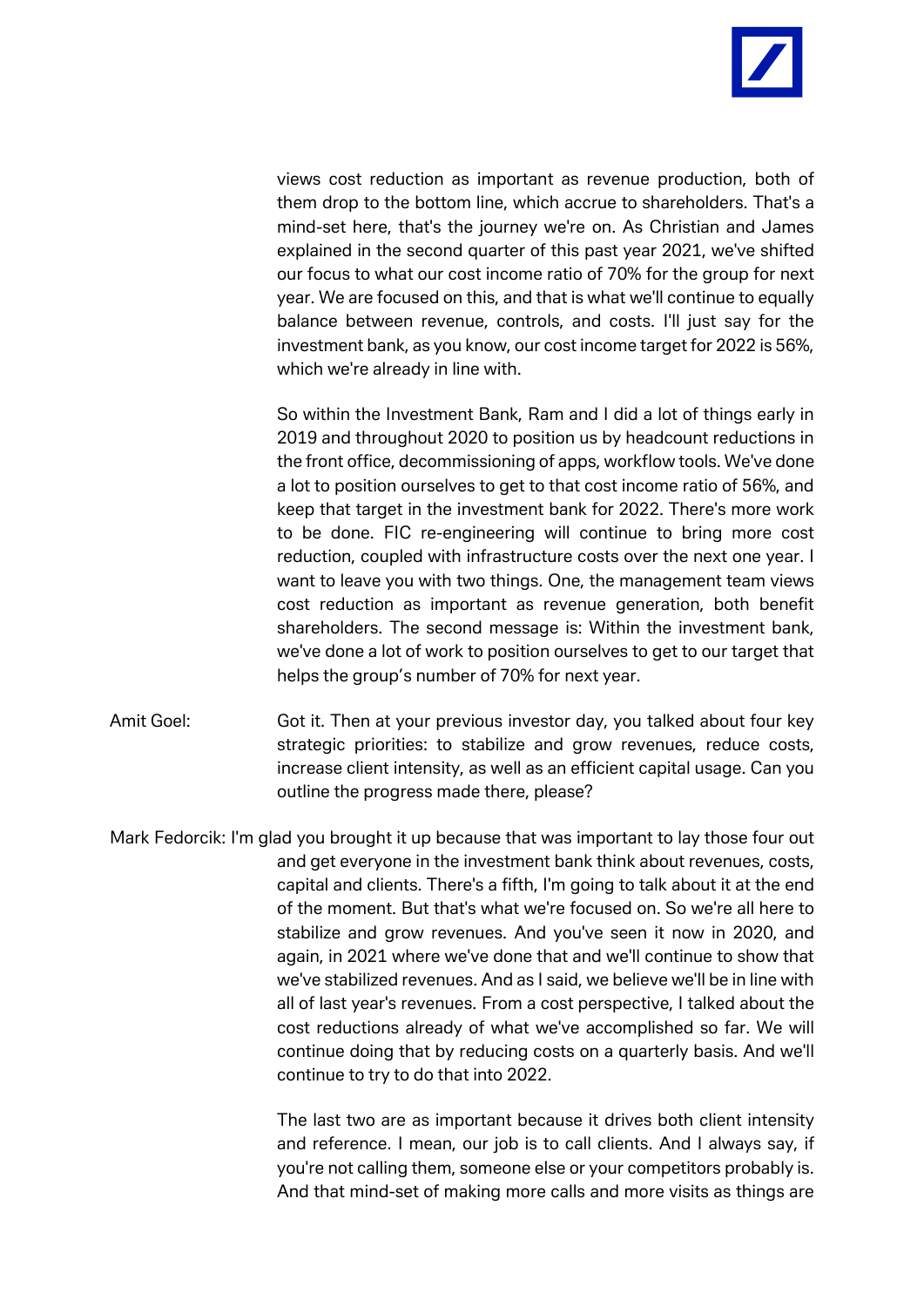views cost reduction as important as revenue production, both of them drop to the bottom line, which accrue to shareholders. That's a mind-set here, that's the journey we're on. As Christian and James explained in the second quarter of this past year 2021, we've shifted our focus to what our cost income ratio of 70% for the group for next year. We are focused on this, and that is what we'll continue to equally balance between revenue, controls, and costs. I'll just say for the investment bank, as you know, our cost income target for 2022 is 56%, which we're already in line with.

So within the Investment Bank, Ram and I did a lot of things early in 2019 and throughout 2020 to position us by headcount reductions in the front office, decommissioning of apps, workflow tools. We've done a lot to position ourselves to get to that cost income ratio of 56%, and keep that target in the investment bank for 2022. There's more work to be done. FIC re-engineering will continue to bring more cost reduction, coupled with infrastructure costs over the next one year. I want to leave you with two things. One, the management team views cost reduction as important as revenue generation, both benefit shareholders. The second message is: Within the investment bank, we've done a lot of work to position ourselves to get to our target that helps the group's number of 70% for next year.

Amit Goel: Got it. Then at your previous investor day, you talked about four key strategic priorities: to stabilize and grow revenues, reduce costs, increase client intensity, as well as an efficient capital usage. Can you outline the progress made there, please?

Mark Fedorcik: I'm glad you brought it up because that was important to lay those four out and get everyone in the investment bank think about revenues, costs, capital and clients. There's a fifth, I'm going to talk about it at the end of the moment. But that's what we're focused on. So we're all here to stabilize and grow revenues. And you've seen it now in 2020, and again, in 2021 where we've done that and we'll continue to show that we've stabilized revenues. And as I said, we believe we'll be in line with all of last year's revenues. From a cost perspective, I talked about the cost reductions already of what we've accomplished so far. We will continue doing that by reducing costs on a quarterly basis. And we'll continue to try to do that into 2022.

The last two are as important because it drives both client intensity and reference. I mean, our job is to call clients. And I always say, if you're not calling them, someone else or your competitors probably is. And that mind-set of making more calls and more visits as things are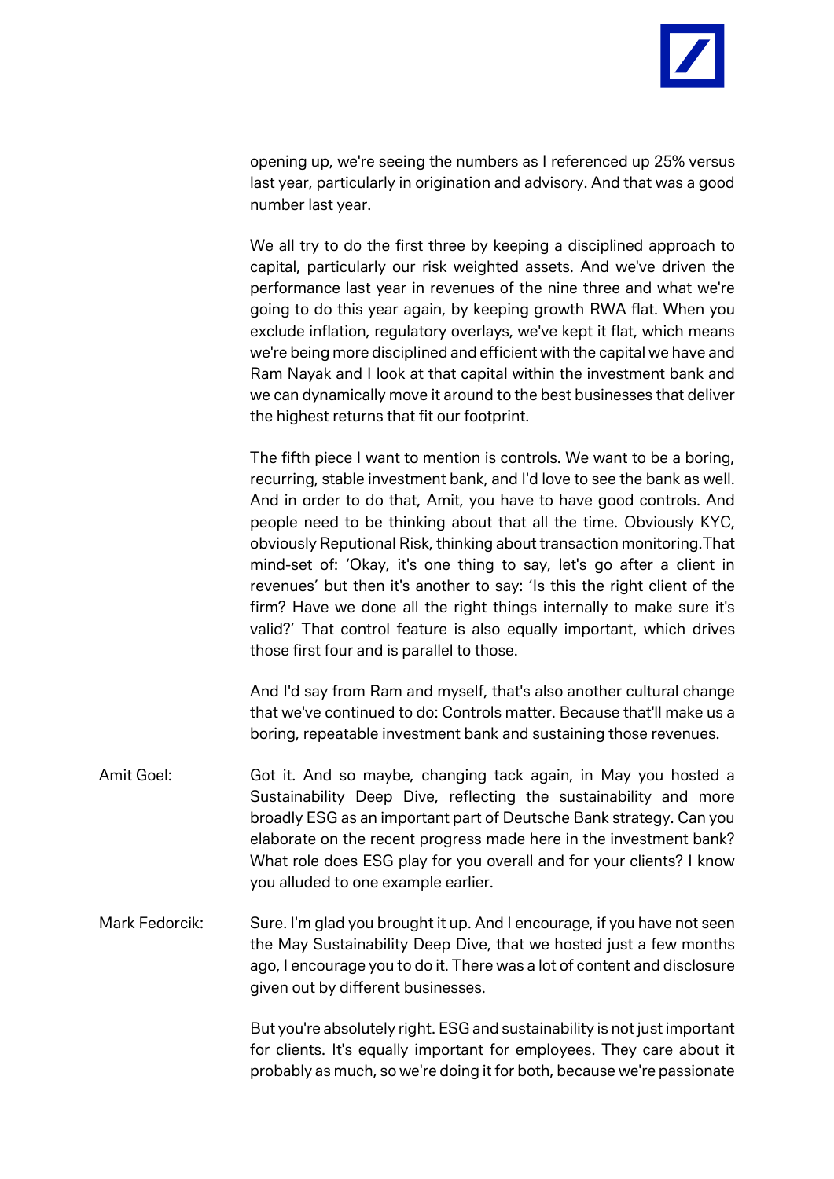opening up, we're seeing the numbers as I referenced up 25% versus last year, particularly in origination and advisory. And that was a good number last year.

We all try to do the first three by keeping a disciplined approach to capital, particularly our risk weighted assets. And we've driven the performance last year in revenues of the nine three and what we're going to do this year again, by keeping growth RWA flat. When you exclude inflation, regulatory overlays, we've kept it flat, which means we're being more disciplined and efficient with the capital we have and Ram Nayak and I look at that capital within the investment bank and we can dynamically move it around to the best businesses that deliver the highest returns that fit our footprint.

The fifth piece I want to mention is controls. We want to be a boring, recurring, stable investment bank, and I'd love to see the bank as well. And in order to do that, Amit, you have to have good controls. And people need to be thinking about that all the time. Obviously KYC, obviously Reputional Risk, thinking about transaction monitoring.That mind-set of: 'Okay, it's one thing to say, let's go after a client in revenues' but then it's another to say: 'Is this the right client of the firm? Have we done all the right things internally to make sure it's valid?' That control feature is also equally important, which drives those first four and is parallel to those.

And I'd say from Ram and myself, that's also another cultural change that we've continued to do: Controls matter. Because that'll make us a boring, repeatable investment bank and sustaining those revenues.

Amit Goel: Got it. And so maybe, changing tack again, in May you hosted a Sustainability Deep Dive, reflecting the sustainability and more broadly ESG as an important part of Deutsche Bank strategy. Can you elaborate on the recent progress made here in the investment bank? What role does ESG play for you overall and for your clients? I know you alluded to one example earlier.

Mark Fedorcik: Sure. I'm glad you brought it up. And I encourage, if you have not seen the May Sustainability Deep Dive, that we hosted just a few months ago, I encourage you to do it. There was a lot of content and disclosure given out by different businesses.

But you're absolutely right. ESG and sustainability is not just important for clients. It's equally important for employees. They care about it probably as much, so we're doing it for both, because we're passionate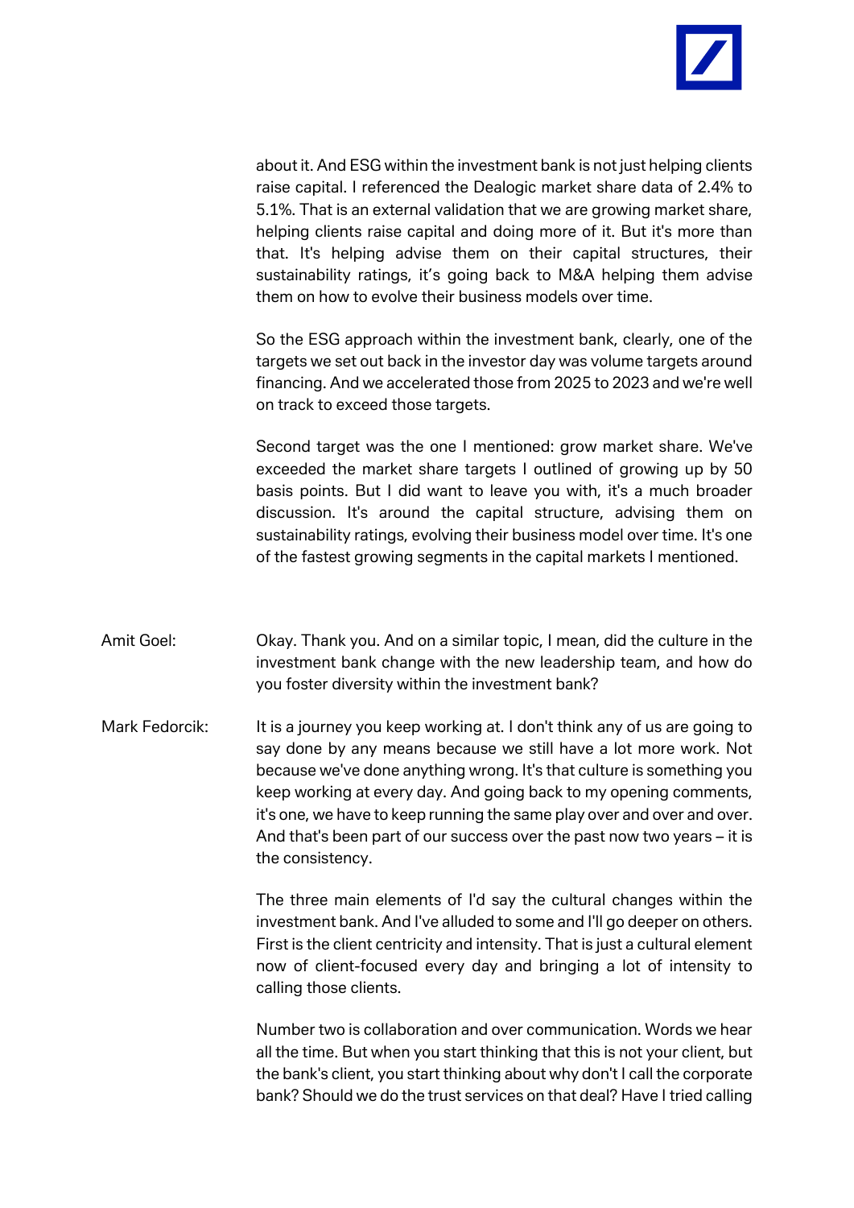about it. And ESG within the investment bank is not just helping clients raise capital. I referenced the Dealogic market share data of 2.4% to 5.1%. That is an external validation that we are growing market share, helping clients raise capital and doing more of it. But it's more than that. It's helping advise them on their capital structures, their sustainability ratings, it's going back to M&A helping them advise them on how to evolve their business models over time.

So the ESG approach within the investment bank, clearly, one of the targets we set out back in the investor day was volume targets around financing. And we accelerated those from 2025 to 2023 and we're well on track to exceed those targets.

Second target was the one I mentioned: grow market share. We've exceeded the market share targets I outlined of growing up by 50 basis points. But I did want to leave you with, it's a much broader discussion. It's around the capital structure, advising them on sustainability ratings, evolving their business model over time. It's one of the fastest growing segments in the capital markets I mentioned.

Amit Goel: Okay. Thank you. And on a similar topic, I mean, did the culture in the investment bank change with the new leadership team, and how do you foster diversity within the investment bank?

Mark Fedorcik: It is a journey you keep working at. I don't think any of us are going to say done by any means because we still have a lot more work. Not because we've done anything wrong. It's that culture is something you keep working at every day. And going back to my opening comments, it's one, we have to keep running the same play over and over and over. And that's been part of our success over the past now two years – it is the consistency.

The three main elements of I'd say the cultural changes within the investment bank. And I've alluded to some and I'll go deeper on others. First is the client centricity and intensity. That is just a cultural element now of client-focused every day and bringing a lot of intensity to calling those clients.

Number two is collaboration and over communication. Words we hear all the time. But when you start thinking that this is not your client, but the bank's client, you start thinking about why don't I call the corporate bank? Should we do the trust services on that deal? Have I tried calling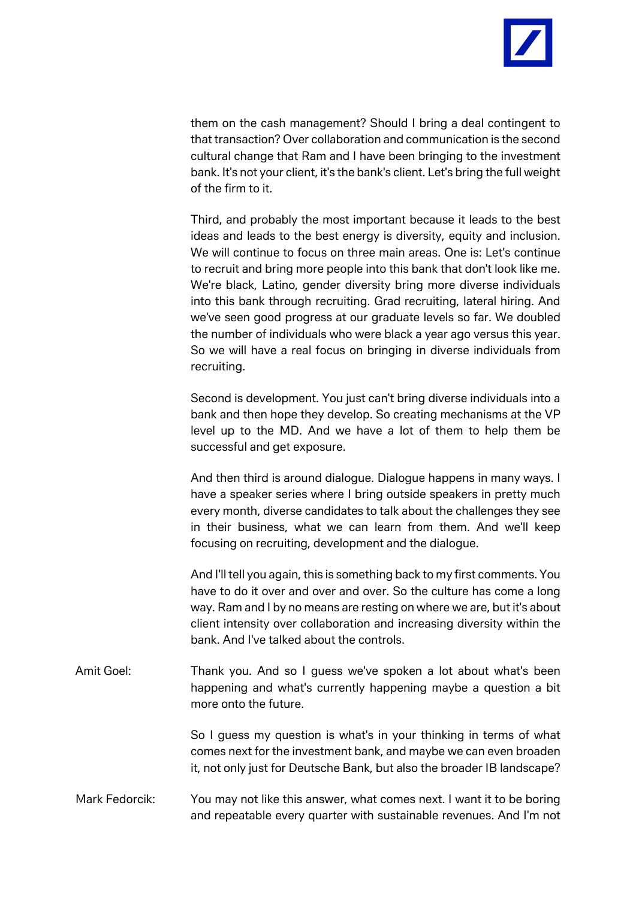them on the cash management? Should I bring a deal contingent to that transaction? Over collaboration and communication is the second cultural change that Ram and I have been bringing to the investment bank. It's not your client, it's the bank's client. Let's bring the full weight of the firm to it.

Third, and probably the most important because it leads to the best ideas and leads to the best energy is diversity, equity and inclusion. We will continue to focus on three main areas. One is: Let's continue to recruit and bring more people into this bank that don't look like me. We're black, Latino, gender diversity bring more diverse individuals into this bank through recruiting. Grad recruiting, lateral hiring. And we've seen good progress at our graduate levels so far. We doubled the number of individuals who were black a year ago versus this year. So we will have a real focus on bringing in diverse individuals from recruiting.

Second is development. You just can't bring diverse individuals into a bank and then hope they develop. So creating mechanisms at the VP level up to the MD. And we have a lot of them to help them be successful and get exposure.

And then third is around dialogue. Dialogue happens in many ways. I have a speaker series where I bring outside speakers in pretty much every month, diverse candidates to talk about the challenges they see in their business, what we can learn from them. And we'll keep focusing on recruiting, development and the dialogue.

And I'll tell you again, this is something back to my first comments. You have to do it over and over and over. So the culture has come a long way. Ram and I by no means are resting on where we are, but it's about client intensity over collaboration and increasing diversity within the bank. And I've talked about the controls.

Amit Goel: Thank you. And so I guess we've spoken a lot about what's been happening and what's currently happening maybe a question a bit more onto the future.

So I guess my question is what's in your thinking in terms of what comes next for the investment bank, and maybe we can even broaden it, not only just for Deutsche Bank, but also the broader IB landscape?

Mark Fedorcik: You may not like this answer, what comes next. I want it to be boring and repeatable every quarter with sustainable revenues. And I'm not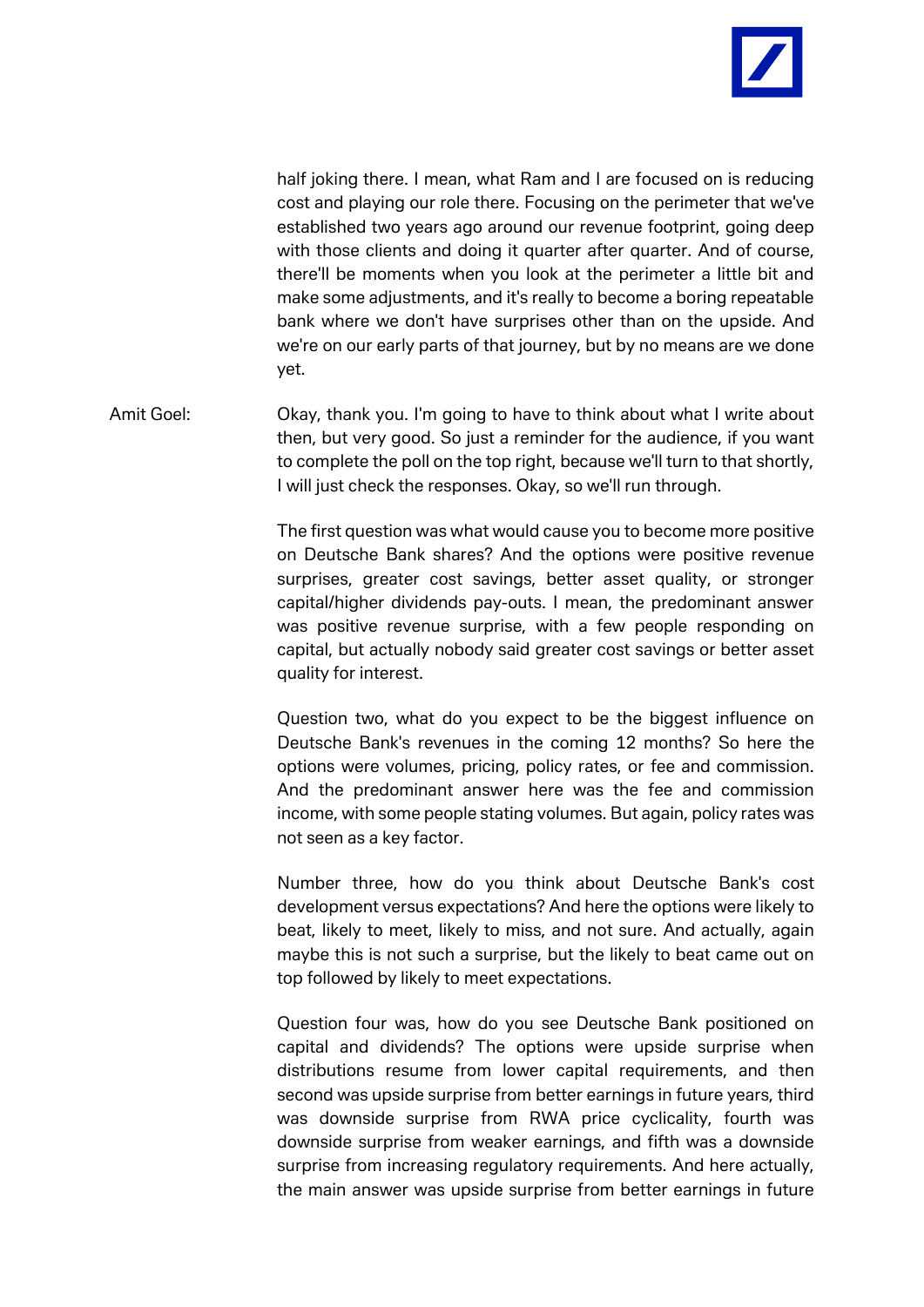half joking there. I mean, what Ram and I are focused on is reducing cost and playing our role there. Focusing on the perimeter that we've established two years ago around our revenue footprint, going deep with those clients and doing it quarter after quarter. And of course, there'll be moments when you look at the perimeter a little bit and make some adjustments, and it's really to become a boring repeatable bank where we don't have surprises other than on the upside. And we're on our early parts of that journey, but by no means are we done yet.

Amit Goel: Okay, thank you. I'm going to have to think about what I write about then, but very good. So just a reminder for the audience, if you want to complete the poll on the top right, because we'll turn to that shortly, I will just check the responses. Okay, so we'll run through.

The first question was what would cause you to become more positive on Deutsche Bank shares? And the options were positive revenue surprises, greater cost savings, better asset quality, or stronger capital/higher dividends pay-outs. I mean, the predominant answer was positive revenue surprise, with a few people responding on capital, but actually nobody said greater cost savings or better asset quality for interest.

Question two, what do you expect to be the biggest influence on Deutsche Bank's revenues in the coming 12 months? So here the options were volumes, pricing, policy rates, or fee and commission. And the predominant answer here was the fee and commission income, with some people stating volumes. But again, policy rates was not seen as a key factor.

Number three, how do you think about Deutsche Bank's cost development versus expectations? And here the options were likely to beat, likely to meet, likely to miss, and not sure. And actually, again maybe this is not such a surprise, but the likely to beat came out on top followed by likely to meet expectations.

Question four was, how do you see Deutsche Bank positioned on capital and dividends? The options were upside surprise when distributions resume from lower capital requirements, and then second was upside surprise from better earnings in future years, third was downside surprise from RWA price cyclicality, fourth was downside surprise from weaker earnings, and fifth was a downside surprise from increasing regulatory requirements. And here actually, the main answer was upside surprise from better earnings in future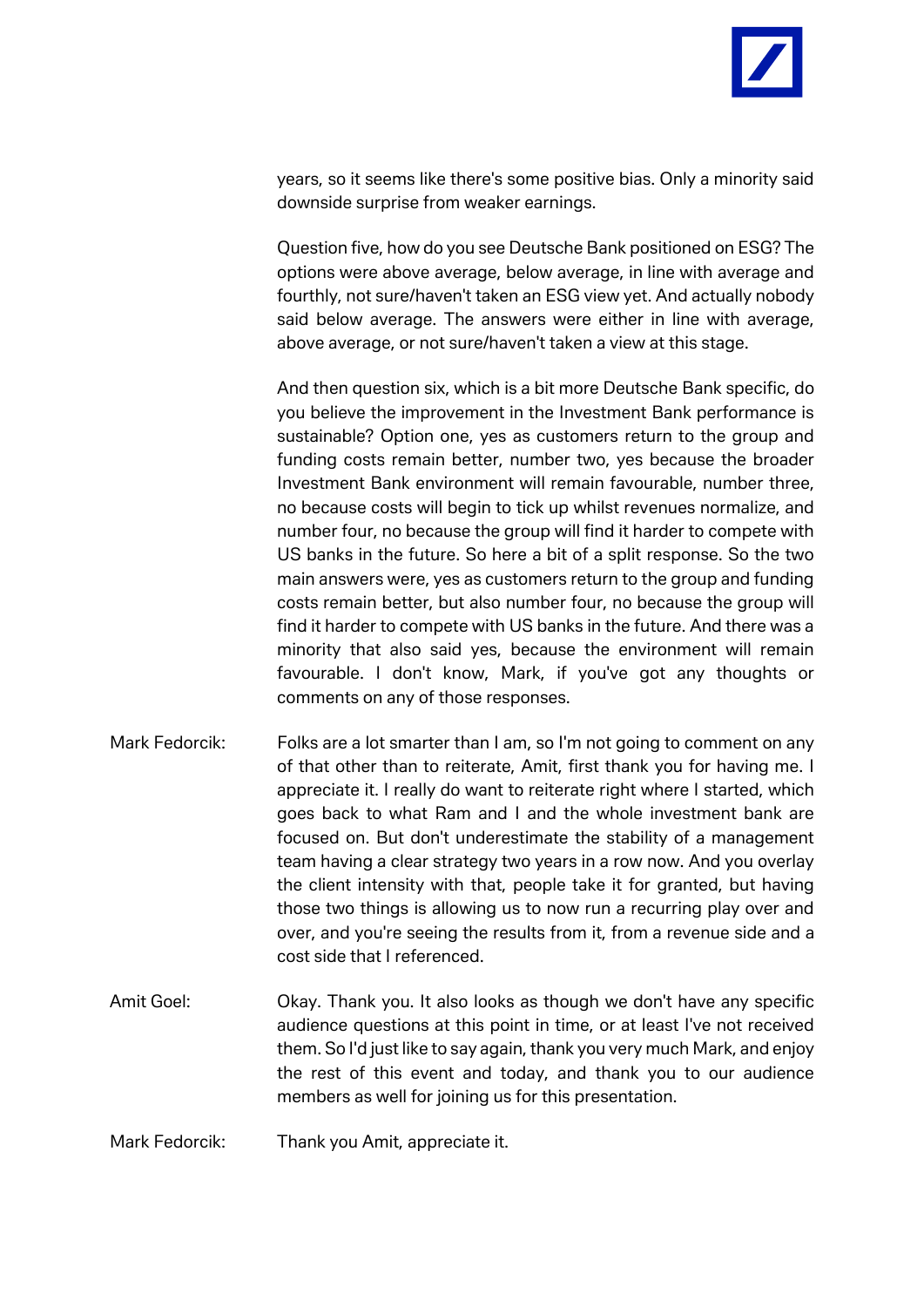years, so it seems like there's some positive bias. Only a minority said downside surprise from weaker earnings.

Question five, how do you see Deutsche Bank positioned on ESG? The options were above average, below average, in line with average and fourthly, not sure/haven't taken an ESG view yet. And actually nobody said below average. The answers were either in line with average, above average, or not sure/haven't taken a view at this stage.

And then question six, which is a bit more Deutsche Bank specific, do you believe the improvement in the Investment Bank performance is sustainable? Option one, yes as customers return to the group and funding costs remain better, number two, yes because the broader Investment Bank environment will remain favourable, number three, no because costs will begin to tick up whilst revenues normalize, and number four, no because the group will find it harder to compete with US banks in the future. So here a bit of a split response. So the two main answers were, yes as customers return to the group and funding costs remain better, but also number four, no because the group will find it harder to compete with US banks in the future. And there was a minority that also said yes, because the environment will remain favourable. I don't know, Mark, if you've got any thoughts or comments on any of those responses.

Mark Fedorcik: Folks are a lot smarter than I am, so I'm not going to comment on any of that other than to reiterate, Amit, first thank you for having me. I appreciate it. I really do want to reiterate right where I started, which goes back to what Ram and I and the whole investment bank are focused on. But don't underestimate the stability of a management team having a clear strategy two years in a row now. And you overlay the client intensity with that, people take it for granted, but having those two things is allowing us to now run a recurring play over and over, and you're seeing the results from it, from a revenue side and a cost side that I referenced.

Amit Goel: Okay. Thank you. It also looks as though we don't have any specific audience questions at this point in time, or at least I've not received them. So I'd just like to say again, thank you very much Mark, and enjoy the rest of this event and today, and thank you to our audience members as well for joining us for this presentation.

Mark Fedorcik: Thank you Amit, appreciate it.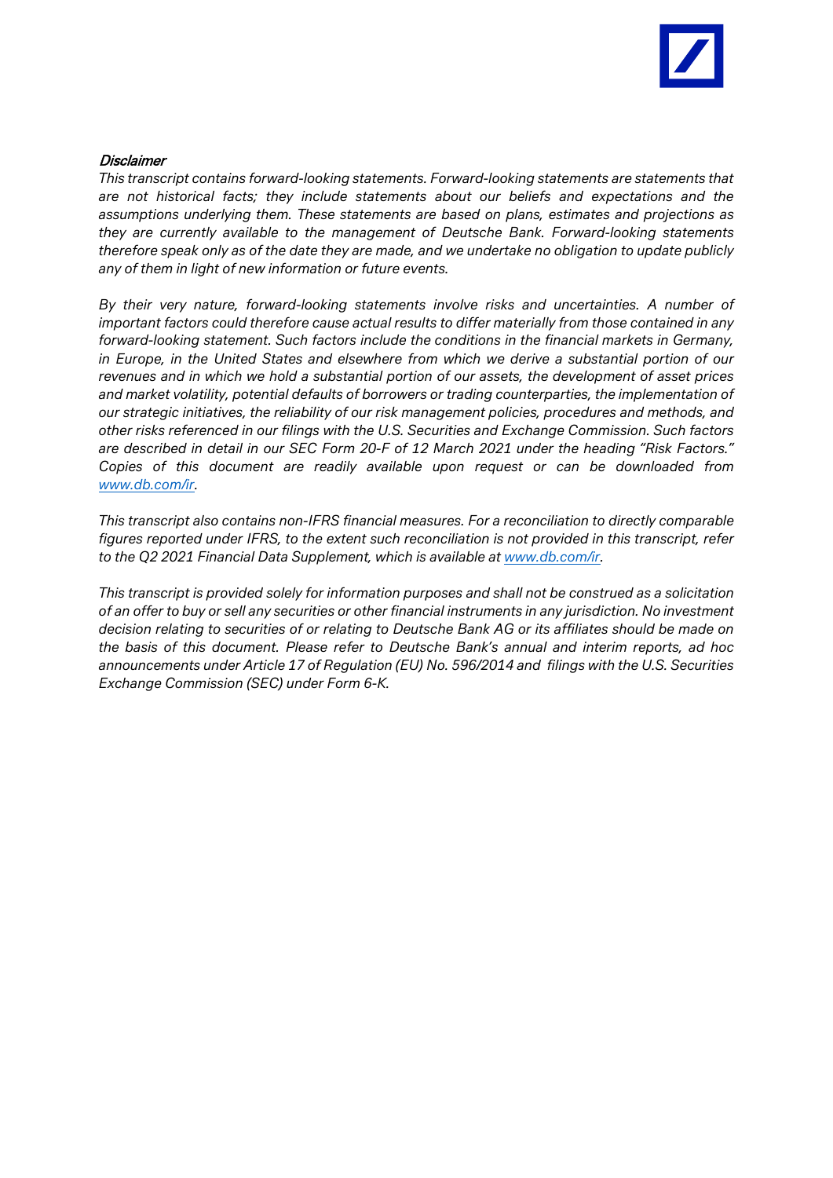*Disclaimer*

*This transcript contains forward-looking statements. Forward-looking statements are statements that are not historical facts; they include statements about our beliefs and expectations and the assumptions underlying them. These statements are based on plans, estimates and projections as they are currently available to the management of Deutsche Bank. Forward-looking statements therefore speak only as of the date they are made, and we undertake no obligation to update publicly any of them in light of new information or future events.*

*By their very nature, forward-looking statements involve risks and uncertainties. A number of important factors could therefore cause actual results to differ materially from those contained in any forward-looking statement. Such factors include the conditions in the financial markets in Germany, in Europe, in the United States and elsewhere from which we derive a substantial portion of our revenues and in which we hold a substantial portion of our assets, the development of asset prices and market volatility, potential defaults of borrowers or trading counterparties, the implementation of our strategic initiatives, the reliability of our risk management policies, procedures and methods, and other risks referenced in our filings with the U.S. Securities and Exchange Commission. Such factors are described in detail in our SEC Form 20-F of 12 March 2021 under the heading "Risk Factors." Copies of this document are readily available upon request or can be downloaded from [www.db.com/ir](www.db.com/ir).*

*This transcript also contains non-IFRS financial measures. For a reconciliation to directly comparable figures reported under IFRS, to the extent such reconciliation is not provided in this transcript, refer to the Q2 2021 Financial Data Supplement, which is available at [www.db.com/ir](www.db.com/ir).*

*This transcript is provided solely for information purposes and shall not be construed as a solicitation of an offer to buy or sell any securities or other financial instruments in any jurisdiction. No investment decision relating to securities of or relating to Deutsche Bank AG or its affiliates should be made on the basis of this document. Please refer to Deutsche Bank's annual and interim reports, ad hoc announcements under Article 17 of Regulation (EU) No. 596/2014 and filings with the U.S. Securities Exchange Commission (SEC) under Form 6-K.*